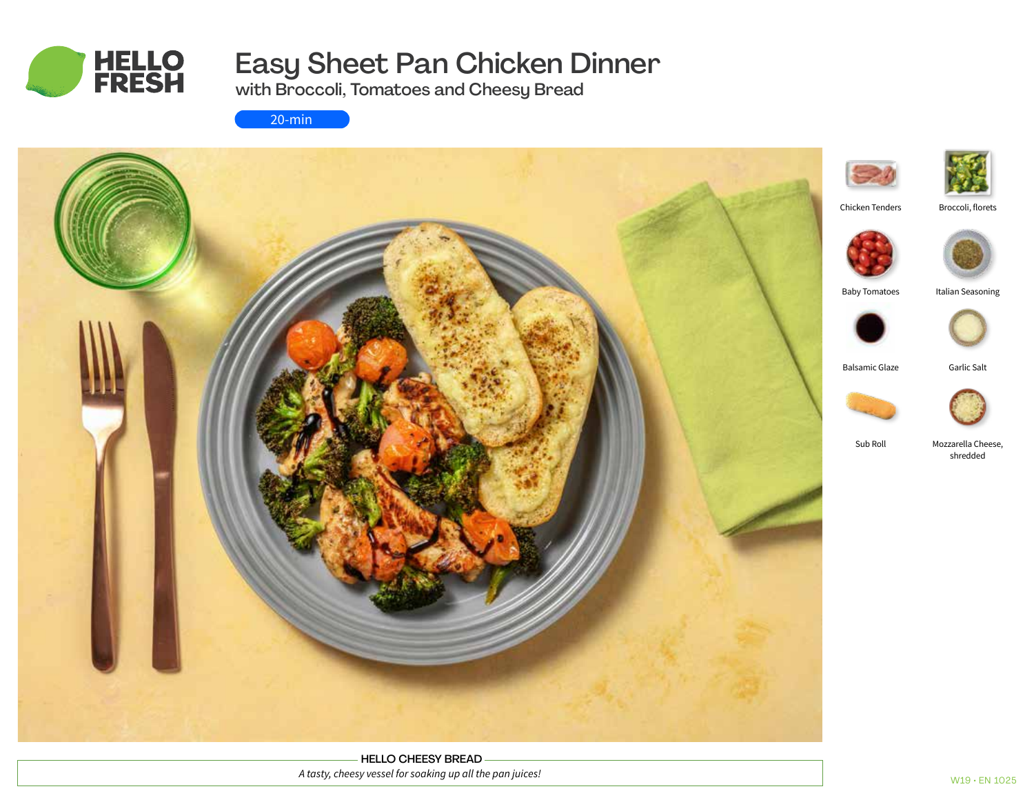# Easy Sheet Pan Chicken Dinner

## with Broccoli, Tomatoes and Cheesy Bread

20-min

- Chicken Tenders
- Broccoli, florets
- Baby Tomatoes
- Italian Seasoning
- Balsamic Glaze
- Garlic Salt
- Sub Roll
- Mozzarella Cheese, shredded

**HELLO CHEESY BREAD**

*A tasty, cheesy vessel for soaking up all the pan juices!*

W19 • EN 1025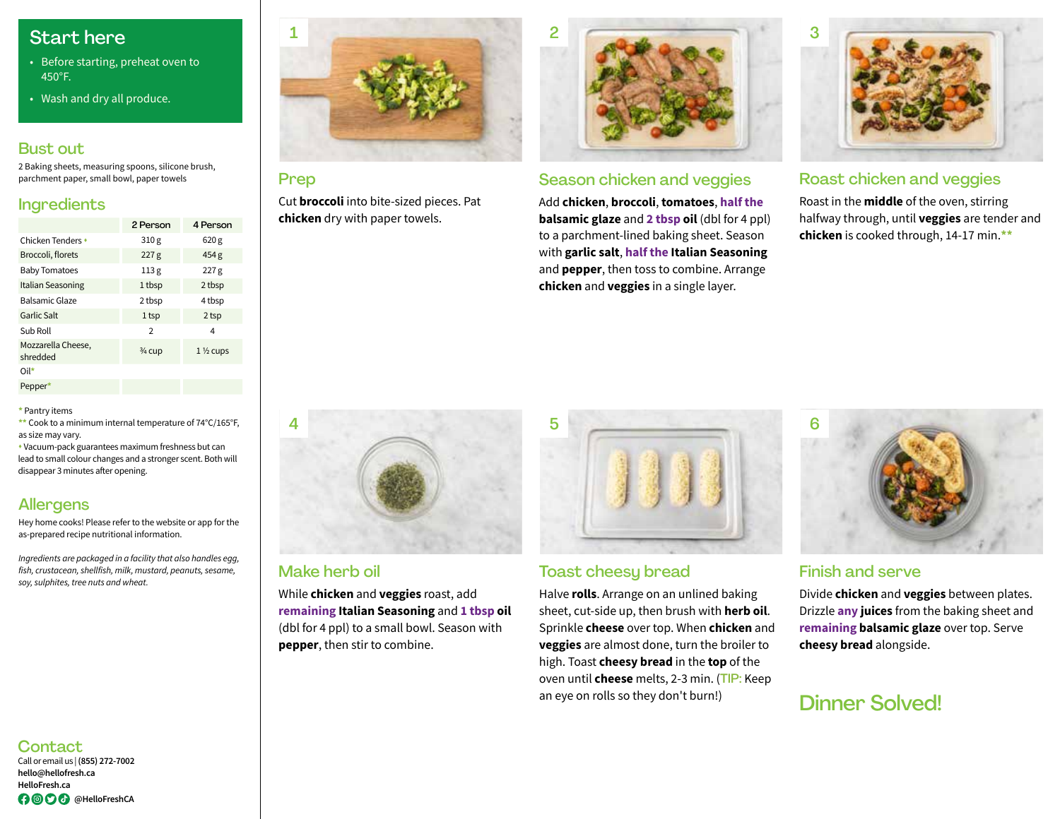## Start here

- Before starting, preheat oven to 450°F.
- Wash and dry all produce.

## Bust out

2 Baking sheets, measuring spoons, silicone brush, parchment paper, small bowl, paper towels

## Ingredients

| | 2 Person | 4 Person |
|---|---|---|
| Chicken Tenders • | 310 g | 620 g |
| Broccoli, florets | 227 g | 454 g |
| Baby Tomatoes | 113 g | 227 g |
| Italian Seasoning | 1 tbsp | 2 tbsp |
| Balsamic Glaze | 2 tbsp | 4 tbsp |
| Garlic Salt | 1 tsp | 2 tsp |
| Sub Roll | 2 | 4 |
| Mozzarella Cheese, shredded | ¾ cup | 1 ½ cups |
| Oil* | | |
| Pepper* | | |

\* Pantry items

** Cook to a minimum internal temperature of 74°C/165°F, as size may vary.

• Vacuum-pack guarantees maximum freshness but can lead to small colour changes and a stronger scent. Both will disappear 3 minutes after opening.

## Allergens

Hey home cooks! Please refer to the website or app for the as-prepared recipe nutritional information.

*Ingredients are packaged in a facility that also handles egg, fish, crustacean, shellfish, milk, mustard, peanuts, sesame, soy, sulphites, tree nuts and wheat.*

## Contact

Call or email us | **(855) 272-7002**
**hello@hellofresh.ca**
**HelloFresh.ca**
@HelloFreshCA

### 1 Prep

Cut **broccoli** into bite-sized pieces. Pat **chicken** dry with paper towels.

### 2 Season chicken and veggies

Add **chicken**, **broccoli**, **tomatoes**, **half the balsamic glaze** and **2 tbsp oil** (dbl for 4 ppl) to a parchment-lined baking sheet. Season with **garlic salt**, **half the Italian Seasoning** and **pepper**, then toss to combine. Arrange **chicken** and **veggies** in a single layer.

### 3 Roast chicken and veggies

Roast in the **middle** of the oven, stirring halfway through, until **veggies** are tender and **chicken** is cooked through, 14-17 min.**

### 4 Make herb oil

While **chicken** and **veggies** roast, add **remaining Italian Seasoning** and **1 tbsp oil** (dbl for 4 ppl) to a small bowl. Season with **pepper**, then stir to combine.

### 5 Toast cheesy bread

Halve **rolls**. Arrange on an unlined baking sheet, cut-side up, then brush with **herb oil**. Sprinkle **cheese** over top. When **chicken** and **veggies** are almost done, turn the broiler to high. Toast **cheesy bread** in the **top** of the oven until **cheese** melts, 2-3 min. (TIP: Keep an eye on rolls so they don't burn!)

### 6 Finish and serve

Divide **chicken** and **veggies** between plates. Drizzle **any juices** from the baking sheet and **remaining balsamic glaze** over top. Serve **cheesy bread** alongside.

## Dinner Solved!